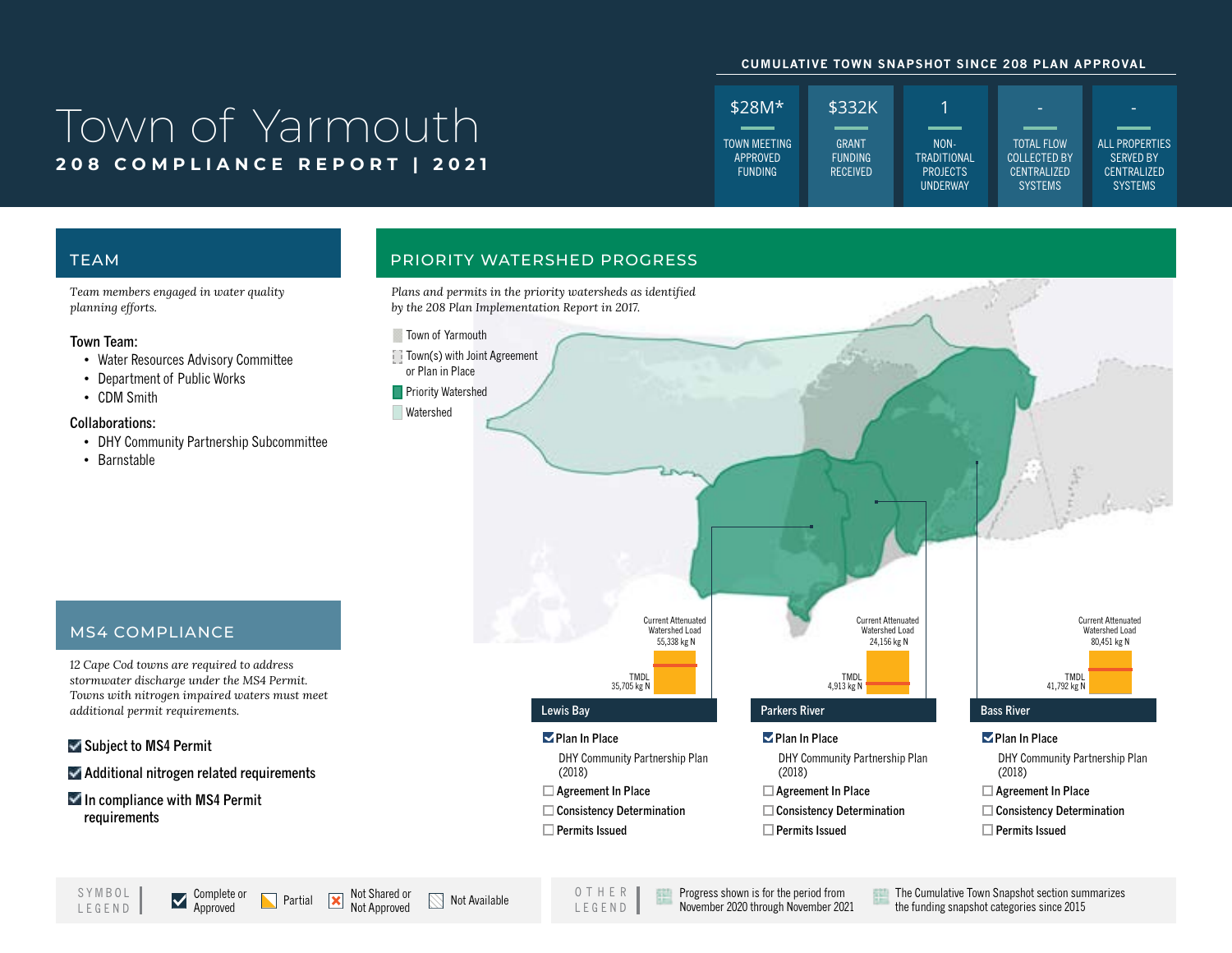# Town of Yarmouth

**208 COMPLIANCE REPORT | 2021**

## CUMULATIVE TOWN SNAPSHOT SINCE 208 PLAN APPROVAL

| $28M* | $332K | 1 | - | - |
|---|---|---|---|---|
| TOWN MEETING APPROVED FUNDING | GRANT FUNDING RECEIVED | NON-TRADITIONAL PROJECTS UNDERWAY | TOTAL FLOW COLLECTED BY CENTRALIZED SYSTEMS | ALL PROPERTIES SERVED BY CENTRALIZED SYSTEMS |

## TEAM

*Team members engaged in water quality planning efforts.*

**Town Team:**

- Water Resources Advisory Committee
- Department of Public Works
- CDM Smith

**Collaborations:**

- DHY Community Partnership Subcommittee
- Barnstable

## MS4 COMPLIANCE

*12 Cape Cod towns are required to address stormwater discharge under the MS4 Permit. Towns with nitrogen impaired waters must meet additional permit requirements.*

- ☑ Subject to MS4 Permit
- ☑ Additional nitrogen related requirements
- ☑ In compliance with MS4 Permit requirements

## PRIORITY WATERSHED PROGRESS

*Plans and permits in the priority watersheds as identified by the 208 Plan Implementation Report in 2017.*

Legend: Town of Yarmouth; Town(s) with Joint Agreement or Plan in Place; Priority Watershed; Watershed

### Lewis Bay

Current Attenuated Watershed Load 55,338 kg N
TMDL 35,705 kg N

- ☑ Plan In Place
  - DHY Community Partnership Plan (2018)
- ☐ Agreement In Place
- ☐ Consistency Determination
- ☐ Permits Issued

### Parkers River

Current Attenuated Watershed Load 24,156 kg N
TMDL 4,913 kg N

- ☑ Plan In Place
  - DHY Community Partnership Plan (2018)
- ☐ Agreement In Place
- ☐ Consistency Determination
- ☐ Permits Issued

### Bass River

Current Attenuated Watershed Load 80,451 kg N
TMDL 41,792 kg N

- ☑ Plan In Place
  - DHY Community Partnership Plan (2018)
- ☐ Agreement In Place
- ☐ Consistency Determination
- ☐ Permits Issued

**SYMBOL LEGEND:** Complete or Approved | Partial | Not Shared or Not Approved | Not Available

**OTHER LEGEND:** Progress shown is for the period from November 2020 through November 2021 | The Cumulative Town Snapshot section summarizes the funding snapshot categories since 2015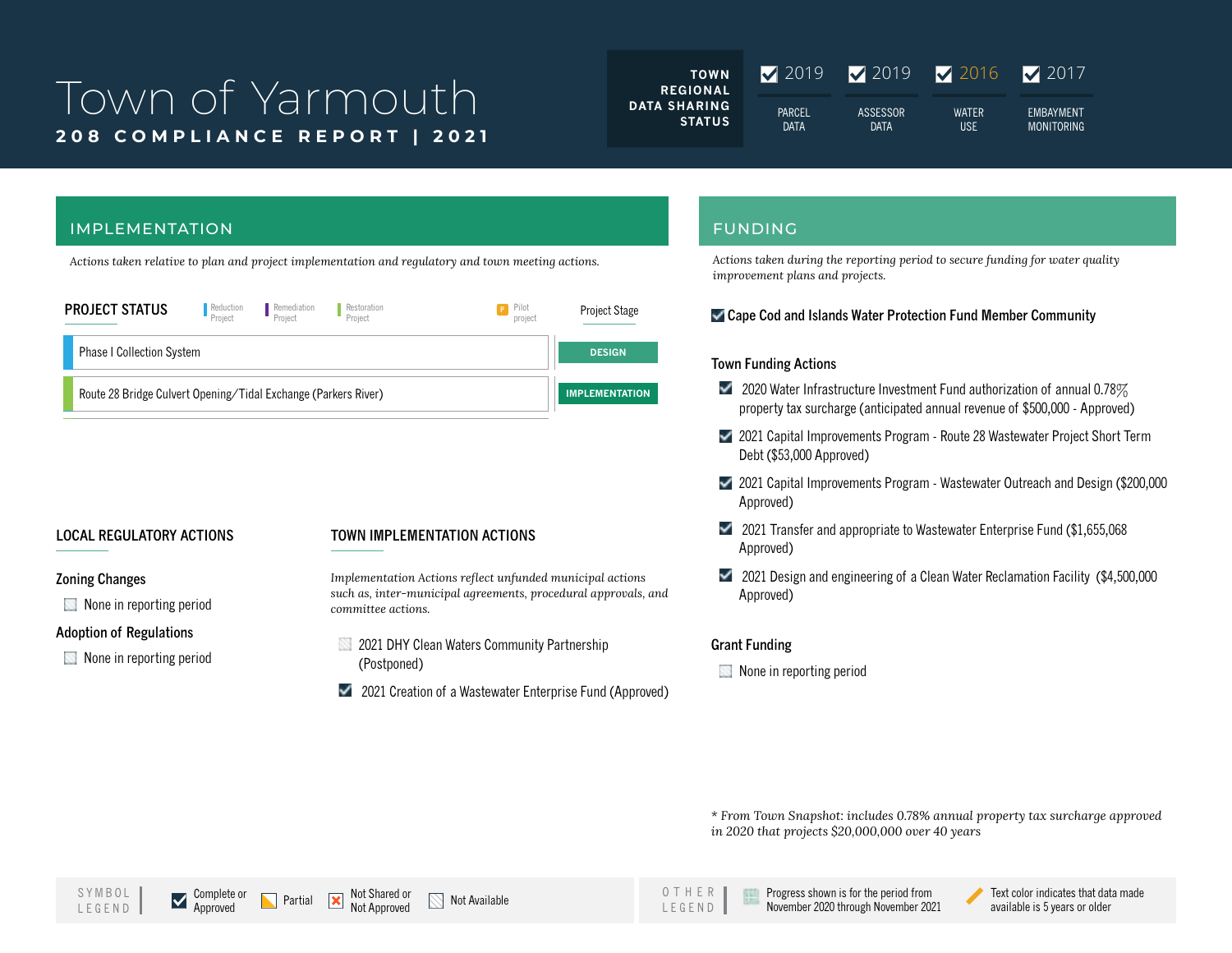# Town of Yarmouth

**208 COMPLIANCE REPORT | 2021**

**TOWN REGIONAL DATA SHARING STATUS**

| ☑ 2019 | ☑ 2019 | ☑ 2016 | ☑ 2017 |
|---|---|---|---|
| PARCEL DATA | ASSESSOR DATA | WATER USE | EMBAYMENT MONITORING |

## IMPLEMENTATION

*Actions taken relative to plan and project implementation and regulatory and town meeting actions.*

### PROJECT STATUS

Reduction Project | Remediation Project | Restoration Project | P Pilot project

| Project | Project Stage |
|---|---|
| Phase I Collection System | DESIGN |
| Route 28 Bridge Culvert Opening/Tidal Exchange (Parkers River) | IMPLEMENTATION |

### LOCAL REGULATORY ACTIONS

**Zoning Changes**

- ▢ None in reporting period

**Adoption of Regulations**

- ▢ None in reporting period

### TOWN IMPLEMENTATION ACTIONS

*Implementation Actions reflect unfunded municipal actions such as, inter-municipal agreements, procedural approvals, and committee actions.*

- ▢ 2021 DHY Clean Waters Community Partnership (Postponed)
- ☑ 2021 Creation of a Wastewater Enterprise Fund (Approved)

## FUNDING

*Actions taken during the reporting period to secure funding for water quality improvement plans and projects.*

☑ **Cape Cod and Islands Water Protection Fund Member Community**

### Town Funding Actions

- ☑ 2020 Water Infrastructure Investment Fund authorization of annual 0.78% property tax surcharge (anticipated annual revenue of $500,000 - Approved)
- ☑ 2021 Capital Improvements Program - Route 28 Wastewater Project Short Term Debt ($53,000 Approved)
- ☑ 2021 Capital Improvements Program - Wastewater Outreach and Design ($200,000 Approved)
- ☑ 2021 Transfer and appropriate to Wastewater Enterprise Fund ($1,655,068 Approved)
- ☑ 2021 Design and engineering of a Clean Water Reclamation Facility ($4,500,000 Approved)

### Grant Funding

- ▢ None in reporting period

*\* From Town Snapshot: includes 0.78% annual property tax surcharge approved in 2020 that projects $20,000,000 over 40 years*

SYMBOL LEGEND: ☑ Complete or Approved | Partial | ☒ Not Shared or Not Approved | Not Available

OTHER LEGEND: Progress shown is for the period from November 2020 through November 2021 | Text color indicates that data made available is 5 years or older